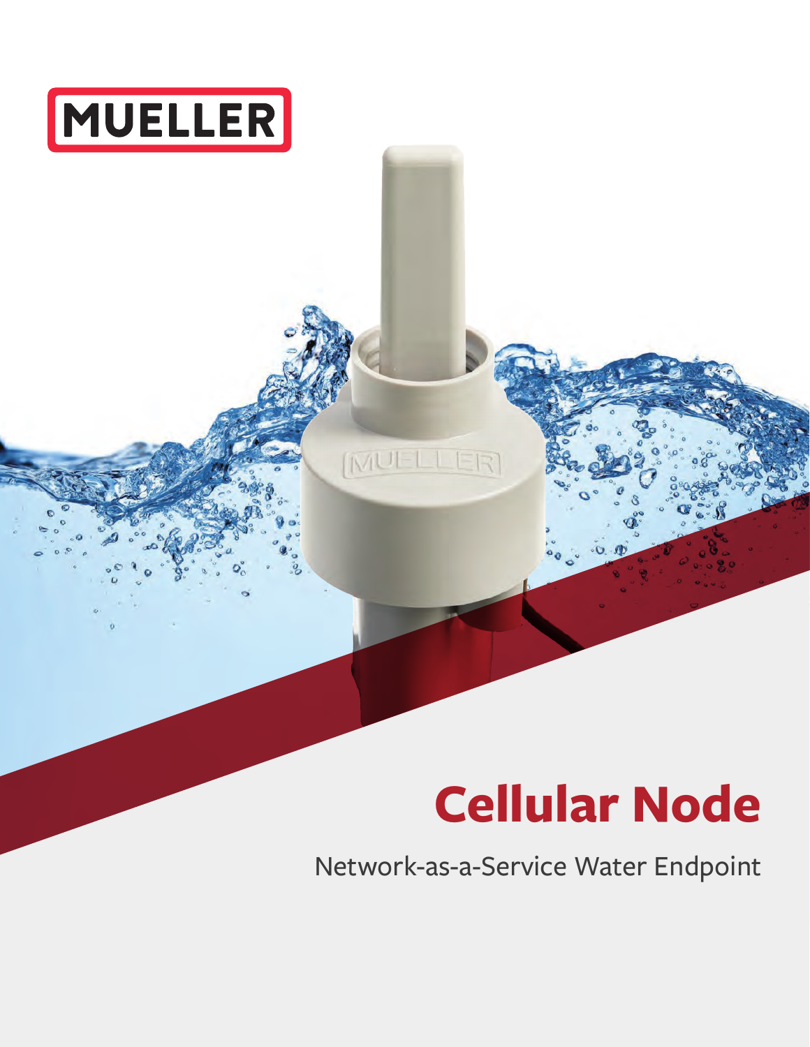MUELLER

# Cellular Node

Network-as-a-Service Water Endpoint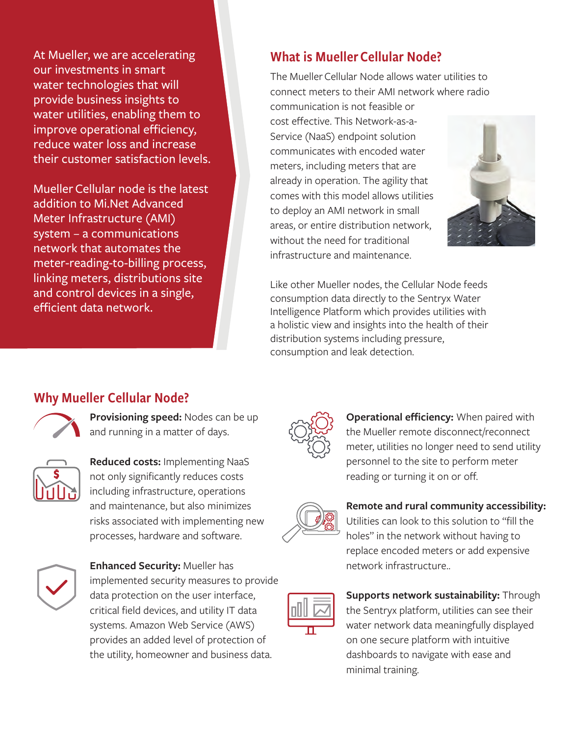At Mueller, we are accelerating our investments in smart water technologies that will provide business insights to water utilities, enabling them to improve operational efficiency, reduce water loss and increase their customer satisfaction levels.

Mueller Cellular node is the latest addition to Mi.Net Advanced Meter Infrastructure (AMI) system – a communications network that automates the meter-reading-to-billing process, linking meters, distributions site and control devices in a single, efficient data network.

## What is Mueller Cellular Node?

The Mueller Cellular Node allows water utilities to connect meters to their AMI network where radio communication is not feasible or cost effective. This Network-as-a-Service (NaaS) endpoint solution communicates with encoded water meters, including meters that are already in operation. The agility that comes with this model allows utilities to deploy an AMI network in small areas, or entire distribution network, without the need for traditional infrastructure and maintenance.

Like other Mueller nodes, the Cellular Node feeds consumption data directly to the Sentryx Water Intelligence Platform which provides utilities with a holistic view and insights into the health of their distribution systems including pressure, consumption and leak detection.

## Why Mueller Cellular Node?

**Provisioning speed:** Nodes can be up and running in a matter of days.

**Reduced costs:** Implementing NaaS not only significantly reduces costs including infrastructure, operations and maintenance, but also minimizes risks associated with implementing new processes, hardware and software.

**Enhanced Security:** Mueller has implemented security measures to provide data protection on the user interface, critical field devices, and utility IT data systems. Amazon Web Service (AWS) provides an added level of protection of the utility, homeowner and business data.

**Operational efficiency:** When paired with the Mueller remote disconnect/reconnect meter, utilities no longer need to send utility personnel to the site to perform meter reading or turning it on or off.

**Remote and rural community accessibility:** Utilities can look to this solution to "fill the holes" in the network without having to replace encoded meters or add expensive network infrastructure..

**Supports network sustainability:** Through the Sentryx platform, utilities can see their water network data meaningfully displayed on one secure platform with intuitive dashboards to navigate with ease and minimal training.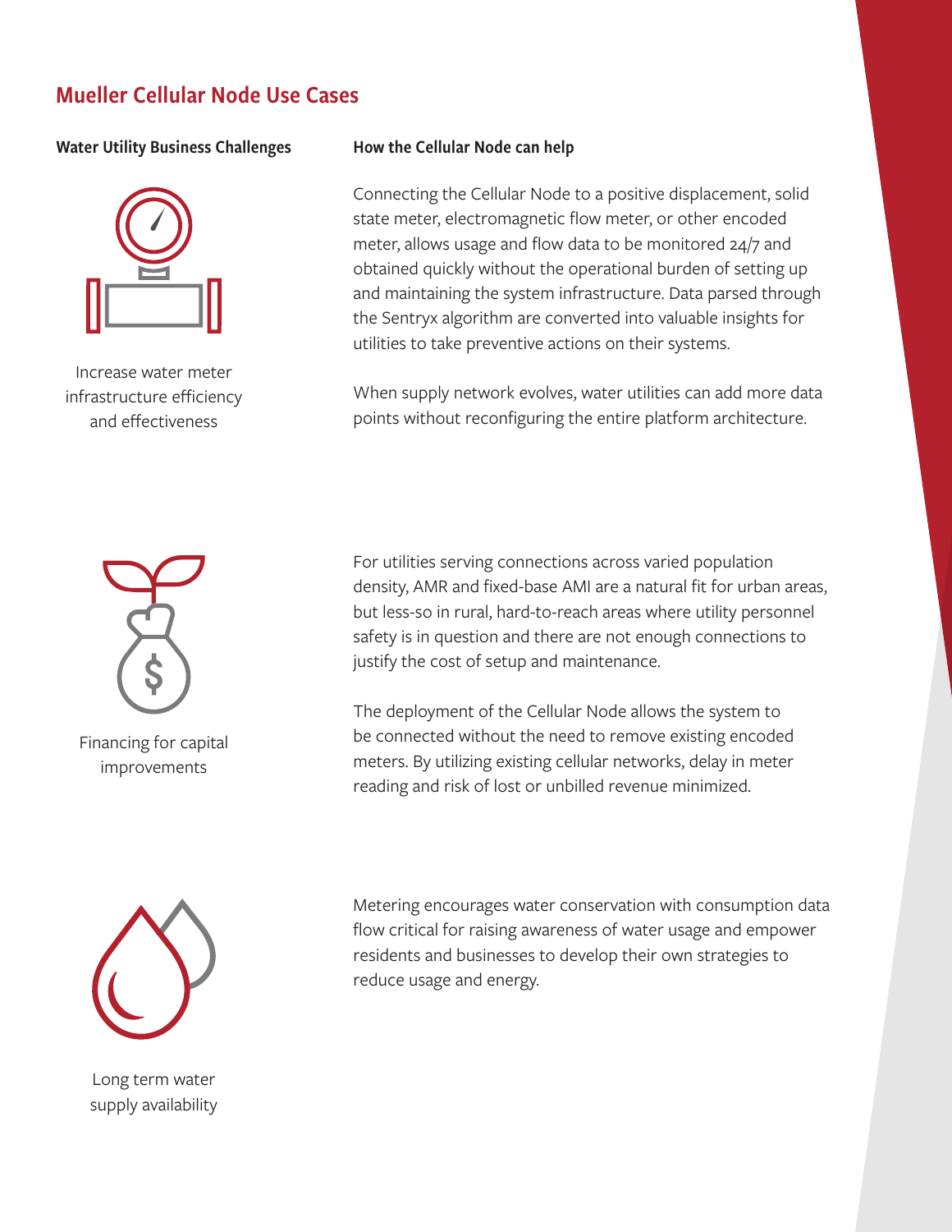## Mueller Cellular Node Use Cases

| Water Utility Business Challenges | How the Cellular Node can help |
| --- | --- |
| Increase water meter infrastructure efficiency and effectiveness | Connecting the Cellular Node to a positive displacement, solid state meter, electromagnetic flow meter, or other encoded meter, allows usage and flow data to be monitored 24/7 and obtained quickly without the operational burden of setting up and maintaining the system infrastructure. Data parsed through the Sentryx algorithm are converted into valuable insights for utilities to take preventive actions on their systems. When supply network evolves, water utilities can add more data points without reconfiguring the entire platform architecture. |
| Financing for capital improvements | For utilities serving connections across varied population density, AMR and fixed-base AMI are a natural fit for urban areas, but less-so in rural, hard-to-reach areas where utility personnel safety is in question and there are not enough connections to justify the cost of setup and maintenance. The deployment of the Cellular Node allows the system to be connected without the need to remove existing encoded meters. By utilizing existing cellular networks, delay in meter reading and risk of lost or unbilled revenue minimized. |
| Long term water supply availability | Metering encourages water conservation with consumption data flow critical for raising awareness of water usage and empower residents and businesses to develop their own strategies to reduce usage and energy. |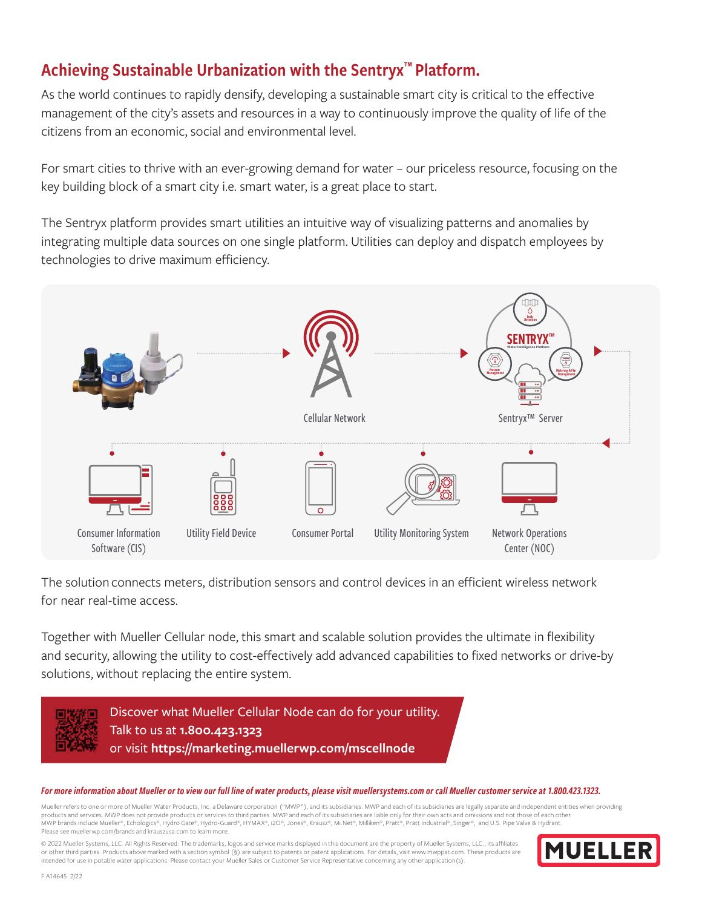## Achieving Sustainable Urbanization with the Sentryx™ Platform.

As the world continues to rapidly densify, developing a sustainable smart city is critical to the effective management of the city's assets and resources in a way to continuously improve the quality of life of the citizens from an economic, social and environmental level.

For smart cities to thrive with an ever-growing demand for water – our priceless resource, focusing on the key building block of a smart city i.e. smart water, is a great place to start.

The Sentryx platform provides smart utilities an intuitive way of visualizing patterns and anomalies by integrating multiple data sources on one single platform. Utilities can deploy and dispatch employees by technologies to drive maximum efficiency.

Cellular Network

SENTRYX™ Water Intelligence Platform

Leak Detection

Pressure Management

Metering & Flow Management

Sentryx™ Server

Consumer Information Software (CIS)

Utility Field Device

Consumer Portal

Utility Monitoring System

Network Operations Center (NOC)

The solution connects meters, distribution sensors and control devices in an efficient wireless network for near real-time access.

Together with Mueller Cellular node, this smart and scalable solution provides the ultimate in flexibility and security, allowing the utility to cost-effectively add advanced capabilities to fixed networks or drive-by solutions, without replacing the entire system.

Discover what Mueller Cellular Node can do for your utility.
Talk to us at **1.800.423.1323**
or visit **https://marketing.muellerwp.com/mscellnode**

***For more information about Mueller or to view our full line of water products, please visit muellersystems.com or call Mueller customer service at 1.800.423.1323.***

Mueller refers to one or more of Mueller Water Products, Inc. a Delaware corporation ("MWP"), and its subsidiaries. MWP and each of its subsidiaries are legally separate and independent entities when providing products and services. MWP does not provide products or services to third parties. MWP and each of its subsidiaries are liable only for their own acts and omissions and not those of each other. MWP brands include Mueller®, Echologics®, Hydro Gate®, Hydro-Guard®, HYMAX®, i2O®, Jones®, Krausz®, Mi.Net®, Milliken®, Pratt®, Pratt Industrial®, Singer®, and U.S. Pipe Valve & Hydrant. Please see muellerwp.com/brands and krauszusa.com to learn more.

© 2022 Mueller Systems, LLC. All Rights Reserved. The trademarks, logos and service marks displayed in this document are the property of Mueller Systems, LLC., its affiliates or other third parties. Products above marked with a section symbol (§) are subject to patents or patent applications. For details, visit www.mwppat.com. These products are intended for use in potable water applications. Please contact your Mueller Sales or Customer Service Representative concerning any other application(s).

MUELLER

F A14645 2/22